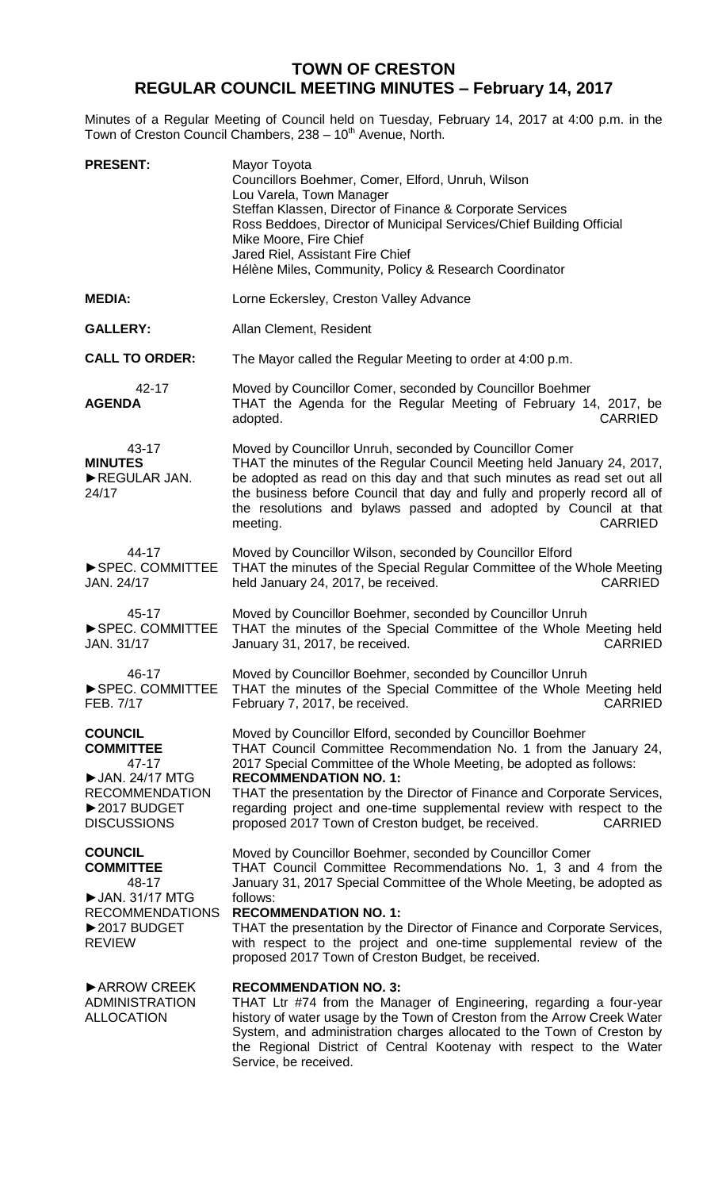# TOWN OF CRESTON
## REGULAR COUNCIL MEETING MINUTES – February 14, 2017

Minutes of a Regular Meeting of Council held on Tuesday, February 14, 2017 at 4:00 p.m. in the Town of Creston Council Chambers, 238 – 10th Avenue, North.

**PRESENT:**
Mayor Toyota
Councillors Boehmer, Comer, Elford, Unruh, Wilson
Lou Varela, Town Manager
Steffan Klassen, Director of Finance & Corporate Services
Ross Beddoes, Director of Municipal Services/Chief Building Official
Mike Moore, Fire Chief
Jared Riel, Assistant Fire Chief
Hélène Miles, Community, Policy & Research Coordinator

**MEDIA:** Lorne Eckersley, Creston Valley Advance

**GALLERY:** Allan Clement, Resident

**CALL TO ORDER:** The Mayor called the Regular Meeting to order at 4:00 p.m.

42-17
**AGENDA**

Moved by Councillor Comer, seconded by Councillor Boehmer
THAT the Agenda for the Regular Meeting of February 14, 2017, be adopted. CARRIED

43-17
**MINUTES**
►REGULAR JAN. 24/17

Moved by Councillor Unruh, seconded by Councillor Comer
THAT the minutes of the Regular Council Meeting held January 24, 2017, be adopted as read on this day and that such minutes as read set out all the business before Council that day and fully and properly record all of the resolutions and bylaws passed and adopted by Council at that meeting. CARRIED

44-17
►SPEC. COMMITTEE JAN. 24/17

Moved by Councillor Wilson, seconded by Councillor Elford
THAT the minutes of the Special Regular Committee of the Whole Meeting held January 24, 2017, be received. CARRIED

45-17
►SPEC. COMMITTEE JAN. 31/17

Moved by Councillor Boehmer, seconded by Councillor Unruh
THAT the minutes of the Special Committee of the Whole Meeting held January 31, 2017, be received. CARRIED

46-17
►SPEC. COMMITTEE FEB. 7/17

Moved by Councillor Boehmer, seconded by Councillor Unruh
THAT the minutes of the Special Committee of the Whole Meeting held February 7, 2017, be received. CARRIED

**COUNCIL COMMITTEE**
47-17
►JAN. 24/17 MTG RECOMMENDATION
►2017 BUDGET DISCUSSIONS

Moved by Councillor Elford, seconded by Councillor Boehmer
THAT Council Committee Recommendation No. 1 from the January 24, 2017 Special Committee of the Whole Meeting, be adopted as follows:
**RECOMMENDATION NO. 1:**
THAT the presentation by the Director of Finance and Corporate Services, regarding project and one-time supplemental review with respect to the proposed 2017 Town of Creston budget, be received. CARRIED

**COUNCIL COMMITTEE**
48-17
►JAN. 31/17 MTG RECOMMENDATIONS
►2017 BUDGET REVIEW

Moved by Councillor Boehmer, seconded by Councillor Comer
THAT Council Committee Recommendations No. 1, 3 and 4 from the January 31, 2017 Special Committee of the Whole Meeting, be adopted as follows:
**RECOMMENDATION NO. 1:**
THAT the presentation by the Director of Finance and Corporate Services, with respect to the project and one-time supplemental review of the proposed 2017 Town of Creston Budget, be received.

►ARROW CREEK ADMINISTRATION ALLOCATION

**RECOMMENDATION NO. 3:**
THAT Ltr #74 from the Manager of Engineering, regarding a four-year history of water usage by the Town of Creston from the Arrow Creek Water System, and administration charges allocated to the Town of Creston by the Regional District of Central Kootenay with respect to the Water Service, be received.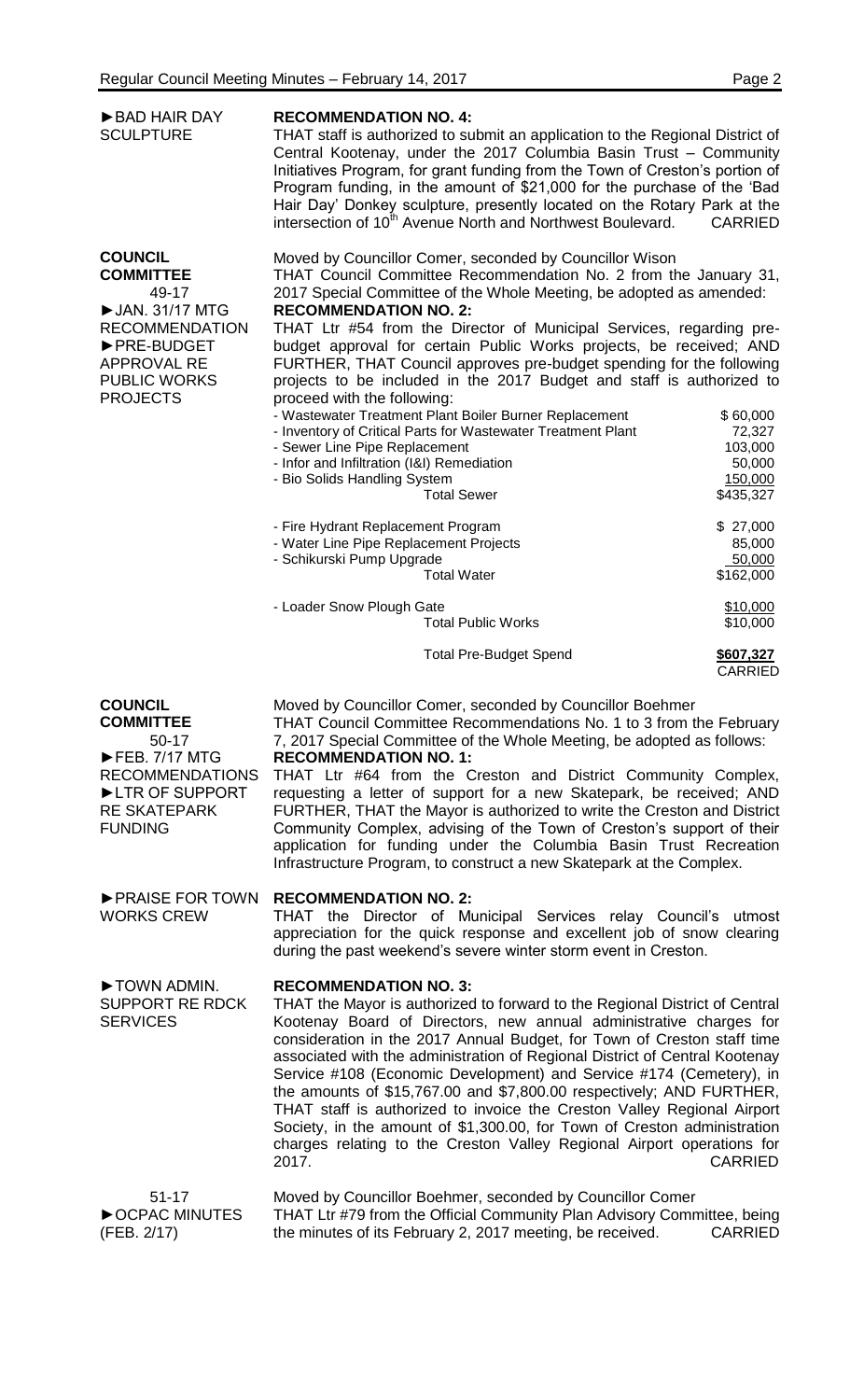**►BAD HAIR DAY SCULPTURE**

**RECOMMENDATION NO. 4:**
THAT staff is authorized to submit an application to the Regional District of Central Kootenay, under the 2017 Columbia Basin Trust – Community Initiatives Program, for grant funding from the Town of Creston's portion of Program funding, in the amount of $21,000 for the purchase of the 'Bad Hair Day' Donkey sculpture, presently located on the Rotary Park at the intersection of 10th Avenue North and Northwest Boulevard. CARRIED

**COUNCIL COMMITTEE**
49-17
►JAN. 31/17 MTG RECOMMENDATION
►PRE-BUDGET APPROVAL RE PUBLIC WORKS PROJECTS

Moved by Councillor Comer, seconded by Councillor Wison
THAT Council Committee Recommendation No. 2 from the January 31, 2017 Special Committee of the Whole Meeting, be adopted as amended:

**RECOMMENDATION NO. 2:**
THAT Ltr #54 from the Director of Municipal Services, regarding pre-budget approval for certain Public Works projects, be received; AND FURTHER, THAT Council approves pre-budget spending for the following projects to be included in the 2017 Budget and staff is authorized to proceed with the following:

| | |
|---|---|
| - Wastewater Treatment Plant Boiler Burner Replacement | $ 60,000 |
| - Inventory of Critical Parts for Wastewater Treatment Plant | 72,327 |
| - Sewer Line Pipe Replacement | 103,000 |
| - Infor and Infiltration (I&I) Remediation | 50,000 |
| - Bio Solids Handling System | 150,000 |
| Total Sewer | $435,327 |
| - Fire Hydrant Replacement Program | $ 27,000 |
| - Water Line Pipe Replacement Projects | 85,000 |
| - Schikurski Pump Upgrade | 50,000 |
| Total Water | $162,000 |
| - Loader Snow Plough Gate | $10,000 |
| Total Public Works | $10,000 |
| Total Pre-Budget Spend | **$607,327** |

CARRIED

**COUNCIL COMMITTEE**
50-17
►FEB. 7/17 MTG RECOMMENDATIONS
►LTR OF SUPPORT RE SKATEPARK FUNDING

Moved by Councillor Comer, seconded by Councillor Boehmer
THAT Council Committee Recommendations No. 1 to 3 from the February 7, 2017 Special Committee of the Whole Meeting, be adopted as follows:

**RECOMMENDATION NO. 1:**
THAT Ltr #64 from the Creston and District Community Complex, requesting a letter of support for a new Skatepark, be received; AND FURTHER, THAT the Mayor is authorized to write the Creston and District Community Complex, advising of the Town of Creston's support of their application for funding under the Columbia Basin Trust Recreation Infrastructure Program, to construct a new Skatepark at the Complex.

**►PRAISE FOR TOWN WORKS CREW**

**RECOMMENDATION NO. 2:**
THAT the Director of Municipal Services relay Council's utmost appreciation for the quick response and excellent job of snow clearing during the past weekend's severe winter storm event in Creston.

**►TOWN ADMIN. SUPPORT RE RDCK SERVICES**

**RECOMMENDATION NO. 3:**
THAT the Mayor is authorized to forward to the Regional District of Central Kootenay Board of Directors, new annual administrative charges for consideration in the 2017 Annual Budget, for Town of Creston staff time associated with the administration of Regional District of Central Kootenay Service #108 (Economic Development) and Service #174 (Cemetery), in the amounts of $15,767.00 and $7,800.00 respectively; AND FURTHER, THAT staff is authorized to invoice the Creston Valley Regional Airport Society, in the amount of $1,300.00, for Town of Creston administration charges relating to the Creston Valley Regional Airport operations for 2017. CARRIED

51-17
►OCPAC MINUTES (FEB. 2/17)

Moved by Councillor Boehmer, seconded by Councillor Comer
THAT Ltr #79 from the Official Community Plan Advisory Committee, being the minutes of its February 2, 2017 meeting, be received. CARRIED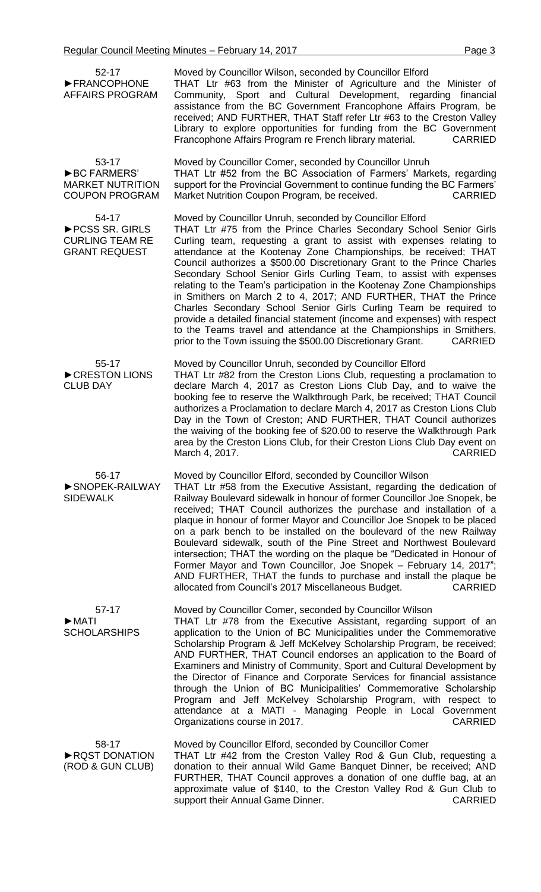**52-17**
**►FRANCOPHONE AFFAIRS PROGRAM**

Moved by Councillor Wilson, seconded by Councillor Elford
THAT Ltr #63 from the Minister of Agriculture and the Minister of Community, Sport and Cultural Development, regarding financial assistance from the BC Government Francophone Affairs Program, be received; AND FURTHER, THAT Staff refer Ltr #63 to the Creston Valley Library to explore opportunities for funding from the BC Government Francophone Affairs Program re French library material. CARRIED

**53-17**
**►BC FARMERS' MARKET NUTRITION COUPON PROGRAM**

Moved by Councillor Comer, seconded by Councillor Unruh
THAT Ltr #52 from the BC Association of Farmers' Markets, regarding support for the Provincial Government to continue funding the BC Farmers' Market Nutrition Coupon Program, be received. CARRIED

**54-17**
**►PCSS SR. GIRLS CURLING TEAM RE GRANT REQUEST**

Moved by Councillor Unruh, seconded by Councillor Elford
THAT Ltr #75 from the Prince Charles Secondary School Senior Girls Curling team, requesting a grant to assist with expenses relating to attendance at the Kootenay Zone Championships, be received; THAT Council authorizes a $500.00 Discretionary Grant to the Prince Charles Secondary School Senior Girls Curling Team, to assist with expenses relating to the Team's participation in the Kootenay Zone Championships in Smithers on March 2 to 4, 2017; AND FURTHER, THAT the Prince Charles Secondary School Senior Girls Curling Team be required to provide a detailed financial statement (income and expenses) with respect to the Teams travel and attendance at the Championships in Smithers, prior to the Town issuing the $500.00 Discretionary Grant. CARRIED

**55-17**
**►CRESTON LIONS CLUB DAY**

Moved by Councillor Unruh, seconded by Councillor Elford
THAT Ltr #82 from the Creston Lions Club, requesting a proclamation to declare March 4, 2017 as Creston Lions Club Day, and to waive the booking fee to reserve the Walkthrough Park, be received; THAT Council authorizes a Proclamation to declare March 4, 2017 as Creston Lions Club Day in the Town of Creston; AND FURTHER, THAT Council authorizes the waiving of the booking fee of $20.00 to reserve the Walkthrough Park area by the Creston Lions Club, for their Creston Lions Club Day event on March 4, 2017. CARRIED

**56-17**
**►SNOPEK-RAILWAY SIDEWALK**

Moved by Councillor Elford, seconded by Councillor Wilson
THAT Ltr #58 from the Executive Assistant, regarding the dedication of Railway Boulevard sidewalk in honour of former Councillor Joe Snopek, be received; THAT Council authorizes the purchase and installation of a plaque in honour of former Mayor and Councillor Joe Snopek to be placed on a park bench to be installed on the boulevard of the new Railway Boulevard sidewalk, south of the Pine Street and Northwest Boulevard intersection; THAT the wording on the plaque be "Dedicated in Honour of Former Mayor and Town Councillor, Joe Snopek – February 14, 2017"; AND FURTHER, THAT the funds to purchase and install the plaque be allocated from Council's 2017 Miscellaneous Budget. CARRIED

**57-17**
**►MATI SCHOLARSHIPS**

Moved by Councillor Comer, seconded by Councillor Wilson
THAT Ltr #78 from the Executive Assistant, regarding support of an application to the Union of BC Municipalities under the Commemorative Scholarship Program & Jeff McKelvey Scholarship Program, be received; AND FURTHER, THAT Council endorses an application to the Board of Examiners and Ministry of Community, Sport and Cultural Development by the Director of Finance and Corporate Services for financial assistance through the Union of BC Municipalities' Commemorative Scholarship Program and Jeff McKelvey Scholarship Program, with respect to attendance at a MATI - Managing People in Local Government Organizations course in 2017. CARRIED

**58-17**
**►RQST DONATION (ROD & GUN CLUB)**

Moved by Councillor Elford, seconded by Councillor Comer
THAT Ltr #42 from the Creston Valley Rod & Gun Club, requesting a donation to their annual Wild Game Banquet Dinner, be received; AND FURTHER, THAT Council approves a donation of one duffle bag, at an approximate value of $140, to the Creston Valley Rod & Gun Club to support their Annual Game Dinner. CARRIED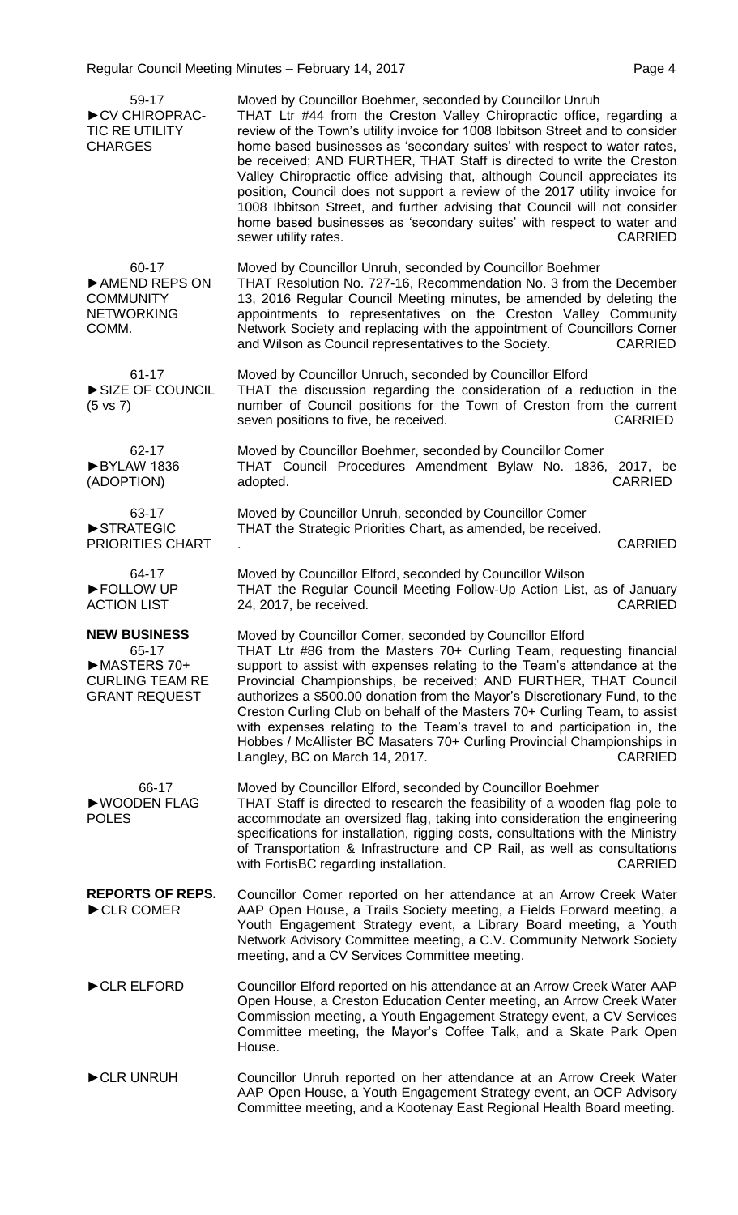**59-17**
**►CV CHIROPRACTIC RE UTILITY CHARGES**

Moved by Councillor Boehmer, seconded by Councillor Unruh
THAT Ltr #44 from the Creston Valley Chiropractic office, regarding a review of the Town's utility invoice for 1008 Ibbitson Street and to consider home based businesses as 'secondary suites' with respect to water rates, be received; AND FURTHER, THAT Staff is directed to write the Creston Valley Chiropractic office advising that, although Council appreciates its position, Council does not support a review of the 2017 utility invoice for 1008 Ibbitson Street, and further advising that Council will not consider home based businesses as 'secondary suites' with respect to water and sewer utility rates. CARRIED

**60-17**
**►AMEND REPS ON COMMUNITY NETWORKING COMM.**

Moved by Councillor Unruh, seconded by Councillor Boehmer
THAT Resolution No. 727-16, Recommendation No. 3 from the December 13, 2016 Regular Council Meeting minutes, be amended by deleting the appointments to representatives on the Creston Valley Community Network Society and replacing with the appointment of Councillors Comer and Wilson as Council representatives to the Society. CARRIED

**61-17**
**►SIZE OF COUNCIL (5 vs 7)**

Moved by Councillor Unruch, seconded by Councillor Elford
THAT the discussion regarding the consideration of a reduction in the number of Council positions for the Town of Creston from the current seven positions to five, be received. CARRIED

**62-17**
**►BYLAW 1836 (ADOPTION)**

Moved by Councillor Boehmer, seconded by Councillor Comer
THAT Council Procedures Amendment Bylaw No. 1836, 2017, be adopted. CARRIED

**63-17**
**►STRATEGIC PRIORITIES CHART**

Moved by Councillor Unruh, seconded by Councillor Comer
THAT the Strategic Priorities Chart, as amended, be received.
. CARRIED

**64-17**
**►FOLLOW UP ACTION LIST**

Moved by Councillor Elford, seconded by Councillor Wilson
THAT the Regular Council Meeting Follow-Up Action List, as of January 24, 2017, be received. CARRIED

**NEW BUSINESS**
**65-17**
**►MASTERS 70+ CURLING TEAM RE GRANT REQUEST**

Moved by Councillor Comer, seconded by Councillor Elford
THAT Ltr #86 from the Masters 70+ Curling Team, requesting financial support to assist with expenses relating to the Team's attendance at the Provincial Championships, be received; AND FURTHER, THAT Council authorizes a $500.00 donation from the Mayor's Discretionary Fund, to the Creston Curling Club on behalf of the Masters 70+ Curling Team, to assist with expenses relating to the Team's travel to and participation in, the Hobbes / McAllister BC Masaters 70+ Curling Provincial Championships in Langley, BC on March 14, 2017. CARRIED

**66-17**
**►WOODEN FLAG POLES**

Moved by Councillor Elford, seconded by Councillor Boehmer
THAT Staff is directed to research the feasibility of a wooden flag pole to accommodate an oversized flag, taking into consideration the engineering specifications for installation, rigging costs, consultations with the Ministry of Transportation & Infrastructure and CP Rail, as well as consultations with FortisBC regarding installation. CARRIED

**REPORTS OF REPS.**
**►CLR COMER**

Councillor Comer reported on her attendance at an Arrow Creek Water AAP Open House, a Trails Society meeting, a Fields Forward meeting, a Youth Engagement Strategy event, a Library Board meeting, a Youth Network Advisory Committee meeting, a C.V. Community Network Society meeting, and a CV Services Committee meeting.

**►CLR ELFORD**

Councillor Elford reported on his attendance at an Arrow Creek Water AAP Open House, a Creston Education Center meeting, an Arrow Creek Water Commission meeting, a Youth Engagement Strategy event, a CV Services Committee meeting, the Mayor's Coffee Talk, and a Skate Park Open House.

**►CLR UNRUH**

Councillor Unruh reported on her attendance at an Arrow Creek Water AAP Open House, a Youth Engagement Strategy event, an OCP Advisory Committee meeting, and a Kootenay East Regional Health Board meeting.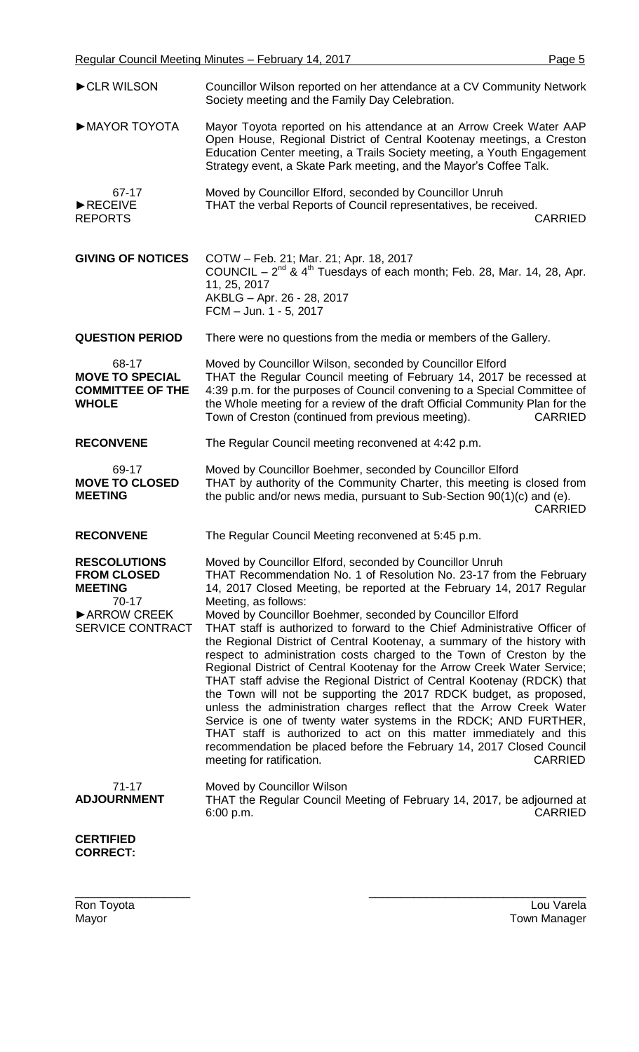►CLR WILSON

Councillor Wilson reported on her attendance at a CV Community Network Society meeting and the Family Day Celebration.

►MAYOR TOYOTA

Mayor Toyota reported on his attendance at an Arrow Creek Water AAP Open House, Regional District of Central Kootenay meetings, a Creston Education Center meeting, a Trails Society meeting, a Youth Engagement Strategy event, a Skate Park meeting, and the Mayor's Coffee Talk.

67-17
►RECEIVE REPORTS

Moved by Councillor Elford, seconded by Councillor Unruh
THAT the verbal Reports of Council representatives, be received.
CARRIED

**GIVING OF NOTICES**

COTW – Feb. 21; Mar. 21; Apr. 18, 2017
COUNCIL – 2nd & 4th Tuesdays of each month; Feb. 28, Mar. 14, 28, Apr. 11, 25, 2017
AKBLG – Apr. 26 - 28, 2017
FCM – Jun. 1 - 5, 2017

**QUESTION PERIOD**

There were no questions from the media or members of the Gallery.

68-17
**MOVE TO SPECIAL COMMITTEE OF THE WHOLE**

Moved by Councillor Wilson, seconded by Councillor Elford
THAT the Regular Council meeting of February 14, 2017 be recessed at 4:39 p.m. for the purposes of Council convening to a Special Committee of the Whole meeting for a review of the draft Official Community Plan for the Town of Creston (continued from previous meeting).
CARRIED

**RECONVENE**

The Regular Council meeting reconvened at 4:42 p.m.

69-17
**MOVE TO CLOSED MEETING**

Moved by Councillor Boehmer, seconded by Councillor Elford
THAT by authority of the Community Charter, this meeting is closed from the public and/or news media, pursuant to Sub-Section 90(1)(c) and (e).
CARRIED

**RECONVENE**

The Regular Council Meeting reconvened at 5:45 p.m.

**RESCOLUTIONS FROM CLOSED MEETING**
70-17
►ARROW CREEK SERVICE CONTRACT

Moved by Councillor Elford, seconded by Councillor Unruh
THAT Recommendation No. 1 of Resolution No. 23-17 from the February 14, 2017 Closed Meeting, be reported at the February 14, 2017 Regular Meeting, as follows:
Moved by Councillor Boehmer, seconded by Councillor Elford
THAT staff is authorized to forward to the Chief Administrative Officer of the Regional District of Central Kootenay, a summary of the history with respect to administration costs charged to the Town of Creston by the Regional District of Central Kootenay for the Arrow Creek Water Service; THAT staff advise the Regional District of Central Kootenay (RDCK) that the Town will not be supporting the 2017 RDCK budget, as proposed, unless the administration charges reflect that the Arrow Creek Water Service is one of twenty water systems in the RDCK; AND FURTHER, THAT staff is authorized to act on this matter immediately and this recommendation be placed before the February 14, 2017 Closed Council meeting for ratification.
CARRIED

71-17
**ADJOURNMENT**

Moved by Councillor Wilson
THAT the Regular Council Meeting of February 14, 2017, be adjourned at 6:00 p.m.
CARRIED

**CERTIFIED CORRECT:**

Ron Toyota
Mayor

Lou Varela
Town Manager